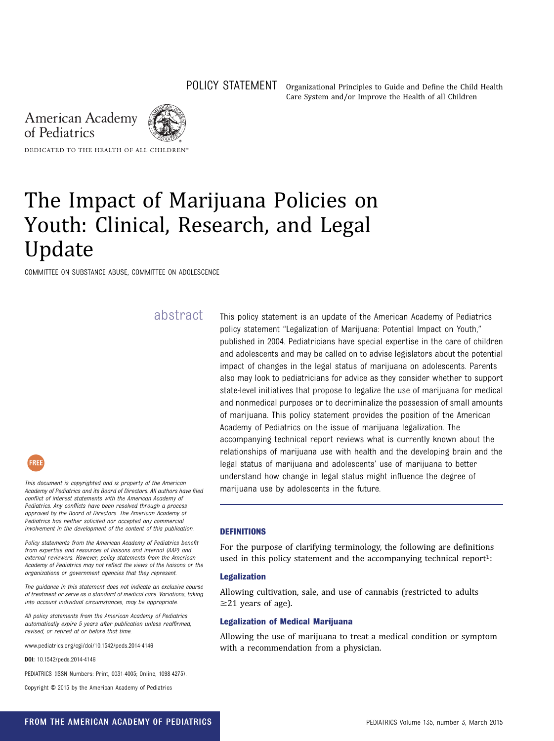POLICY STATEMENT Organizational Principles to Guide and Define the Child Health Care System and/or Improve the Health of all Children

American Academy of Pediatrics

DEDICATED TO THE HEALTH OF ALL CHILDREN™

# The Impact of Marijuana Policies on Youth: Clinical, Research, and Legal Update

COMMITTEE ON SUBSTANCE ABUSE, COMMITTEE ON ADOLESCENCE

## abstract

This policy statement is an update of the American Academy of Pediatrics policy statement "Legalization of Marijuana: Potential Impact on Youth," published in 2004. Pediatricians have special expertise in the care of children and adolescents and may be called on to advise legislators about the potential impact of changes in the legal status of marijuana on adolescents. Parents also may look to pediatricians for advice as they consider whether to support state-level initiatives that propose to legalize the use of marijuana for medical and nonmedical purposes or to decriminalize the possession of small amounts of marijuana. This policy statement provides the position of the American Academy of Pediatrics on the issue of marijuana legalization. The accompanying technical report reviews what is currently known about the relationships of marijuana use with health and the developing brain and the legal status of marijuana and adolescents' use of marijuana to better understand how change in legal status might influence the degree of marijuana use by adolescents in the future.

FREE

*This document is copyrighted and is property of the American Academy of Pediatrics and its Board of Directors. All authors have filed conflict of interest statements with the American Academy of Pediatrics. Any conflicts have been resolved through a process approved by the Board of Directors. The American Academy of Pediatrics has neither solicited nor accepted any commercial involvement in the development of the content of this publication.*

*Policy statements from the American Academy of Pediatrics benefit from expertise and resources of liaisons and internal (AAP) and external reviewers. However, policy statements from the American Academy of Pediatrics may not reflect the views of the liaisons or the organizations or government agencies that they represent.*

*The guidance in this statement does not indicate an exclusive course of treatment or serve as a standard of medical care. Variations, taking into account individual circumstances, may be appropriate.*

*All policy statements from the American Academy of Pediatrics automatically expire 5 years after publication unless reaffirmed, revised, or retired at or before that time.*

www.pediatrics.org/cgi/doi/10.1542/peds.2014-4146

**DOI:** 10.1542/peds.2014-4146

PEDIATRICS (ISSN Numbers: Print, 0031-4005; Online, 1098-4275).

Copyright © 2015 by the American Academy of Pediatrics

### DEFINITIONS

For the purpose of clarifying terminology, the following are definitions used in this policy statement and the accompanying technical report[1]:

#### Legalization

Allowing cultivation, sale, and use of cannabis (restricted to adults ≥21 years of age).

#### Legalization of Medical Marijuana

Allowing the use of marijuana to treat a medical condition or symptom with a recommendation from a physician.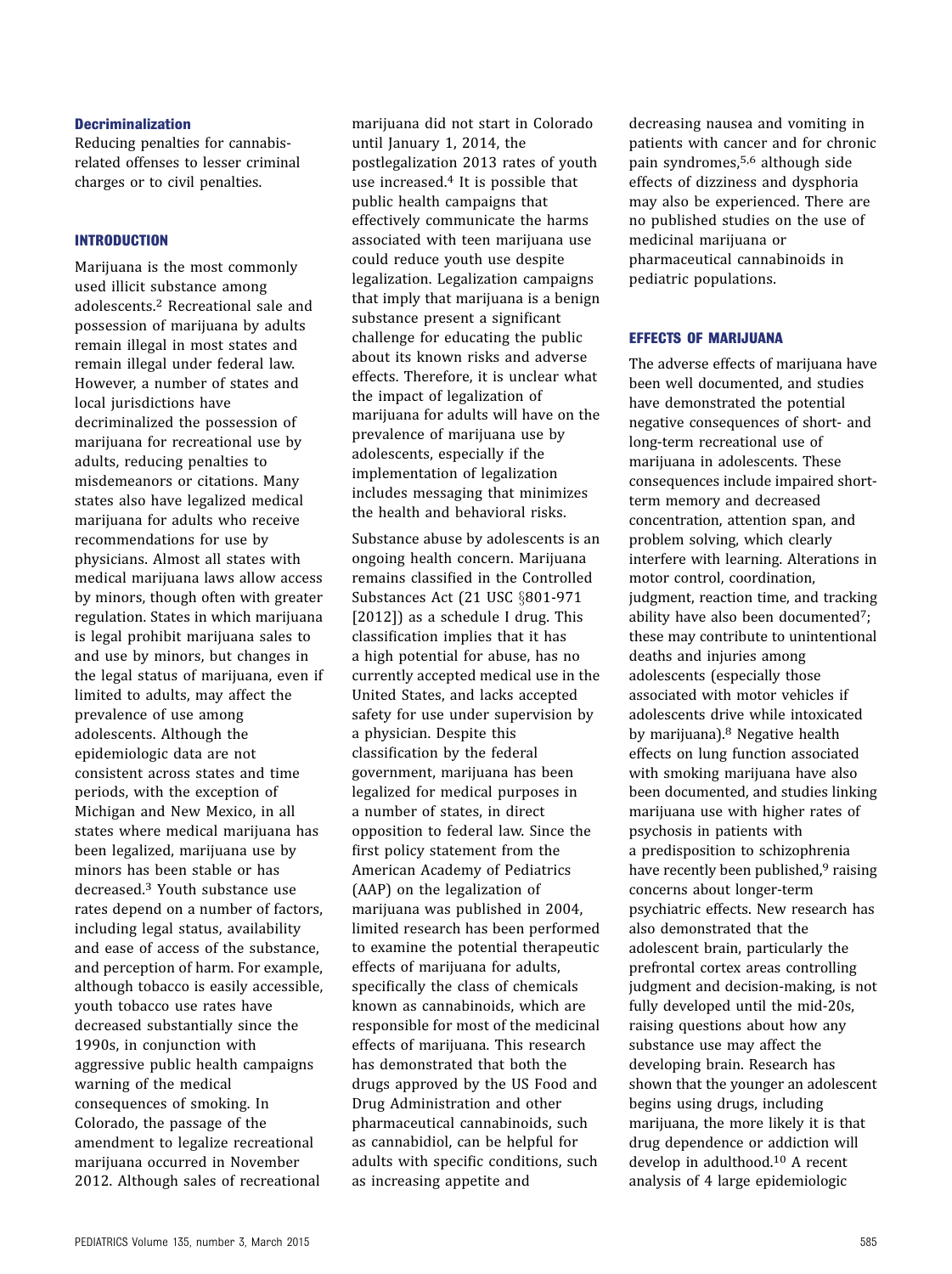**Decriminalization**
Reducing penalties for cannabis-related offenses to lesser criminal charges or to civil penalties.

## INTRODUCTION

Marijuana is the most commonly used illicit substance among adolescents.[2] Recreational sale and possession of marijuana by adults remain illegal in most states and remain illegal under federal law. However, a number of states and local jurisdictions have decriminalized the possession of marijuana for recreational use by adults, reducing penalties to misdemeanors or citations. Many states also have legalized medical marijuana for adults who receive recommendations for use by physicians. Almost all states with medical marijuana laws allow access by minors, though often with greater regulation. States in which marijuana is legal prohibit marijuana sales to and use by minors, but changes in the legal status of marijuana, even if limited to adults, may affect the prevalence of use among adolescents. Although the epidemiologic data are not consistent across states and time periods, with the exception of Michigan and New Mexico, in all states where medical marijuana has been legalized, marijuana use by minors has been stable or has decreased.[3] Youth substance use rates depend on a number of factors, including legal status, availability and ease of access of the substance, and perception of harm. For example, although tobacco is easily accessible, youth tobacco use rates have decreased substantially since the 1990s, in conjunction with aggressive public health campaigns warning of the medical consequences of smoking. In Colorado, the passage of the amendment to legalize recreational marijuana occurred in November 2012. Although sales of recreational marijuana did not start in Colorado until January 1, 2014, the postlegalization 2013 rates of youth use increased.[4] It is possible that public health campaigns that effectively communicate the harms associated with teen marijuana use could reduce youth use despite legalization. Legalization campaigns that imply that marijuana is a benign substance present a significant challenge for educating the public about its known risks and adverse effects. Therefore, it is unclear what the impact of legalization of marijuana for adults will have on the prevalence of marijuana use by adolescents, especially if the implementation of legalization includes messaging that minimizes the health and behavioral risks.

Substance abuse by adolescents is an ongoing health concern. Marijuana remains classified in the Controlled Substances Act (21 USC §801-971 [2012]) as a schedule I drug. This classification implies that it has a high potential for abuse, has no currently accepted medical use in the United States, and lacks accepted safety for use under supervision by a physician. Despite this classification by the federal government, marijuana has been legalized for medical purposes in a number of states, in direct opposition to federal law. Since the first policy statement from the American Academy of Pediatrics (AAP) on the legalization of marijuana was published in 2004, limited research has been performed to examine the potential therapeutic effects of marijuana for adults, specifically the class of chemicals known as cannabinoids, which are responsible for most of the medicinal effects of marijuana. This research has demonstrated that both the drugs approved by the US Food and Drug Administration and other pharmaceutical cannabinoids, such as cannabidiol, can be helpful for adults with specific conditions, such as increasing appetite and decreasing nausea and vomiting in patients with cancer and for chronic pain syndromes,[5,6] although side effects of dizziness and dysphoria may also be experienced. There are no published studies on the use of medicinal marijuana or pharmaceutical cannabinoids in pediatric populations.

## EFFECTS OF MARIJUANA

The adverse effects of marijuana have been well documented, and studies have demonstrated the potential negative consequences of short- and long-term recreational use of marijuana in adolescents. These consequences include impaired short-term memory and decreased concentration, attention span, and problem solving, which clearly interfere with learning. Alterations in motor control, coordination, judgment, reaction time, and tracking ability have also been documented[7]; these may contribute to unintentional deaths and injuries among adolescents (especially those associated with motor vehicles if adolescents drive while intoxicated by marijuana).[8] Negative health effects on lung function associated with smoking marijuana have also been documented, and studies linking marijuana use with higher rates of psychosis in patients with a predisposition to schizophrenia have recently been published,[9] raising concerns about longer-term psychiatric effects. New research has also demonstrated that the adolescent brain, particularly the prefrontal cortex areas controlling judgment and decision-making, is not fully developed until the mid-20s, raising questions about how any substance use may affect the developing brain. Research has shown that the younger an adolescent begins using drugs, including marijuana, the more likely it is that drug dependence or addiction will develop in adulthood.[10] A recent analysis of 4 large epidemiologic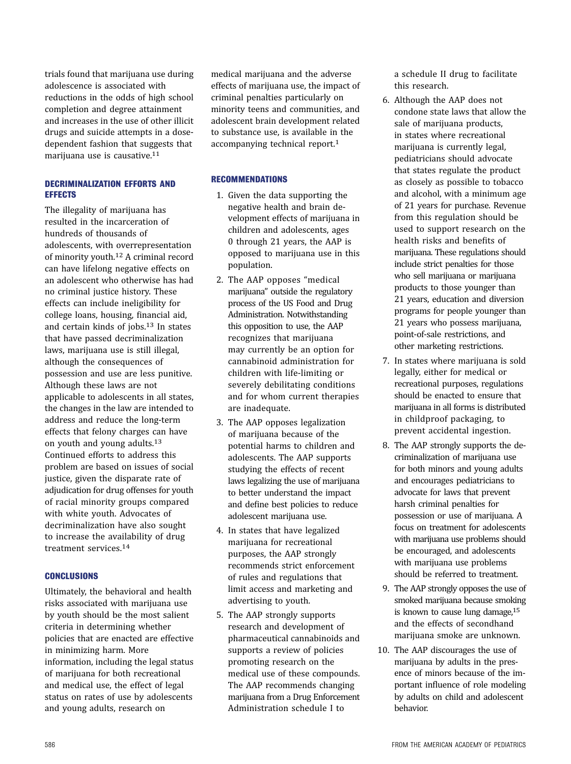trials found that marijuana use during adolescence is associated with reductions in the odds of high school completion and degree attainment and increases in the use of other illicit drugs and suicide attempts in a dose-dependent fashion that suggests that marijuana use is causative.[11]

## DECRIMINALIZATION EFFORTS AND EFFECTS

The illegality of marijuana has resulted in the incarceration of hundreds of thousands of adolescents, with overrepresentation of minority youth.[12] A criminal record can have lifelong negative effects on an adolescent who otherwise has had no criminal justice history. These effects can include ineligibility for college loans, housing, financial aid, and certain kinds of jobs.[13] In states that have passed decriminalization laws, marijuana use is still illegal, although the consequences of possession and use are less punitive. Although these laws are not applicable to adolescents in all states, the changes in the law are intended to address and reduce the long-term effects that felony charges can have on youth and young adults.[13] Continued efforts to address this problem are based on issues of social justice, given the disparate rate of adjudication for drug offenses for youth of racial minority groups compared with white youth. Advocates of decriminalization have also sought to increase the availability of drug treatment services.[14]

## CONCLUSIONS

Ultimately, the behavioral and health risks associated with marijuana use by youth should be the most salient criteria in determining whether policies that are enacted are effective in minimizing harm. More information, including the legal status of marijuana for both recreational and medical use, the effect of legal status on rates of use by adolescents and young adults, research on medical marijuana and the adverse effects of marijuana use, the impact of criminal penalties particularly on minority teens and communities, and adolescent brain development related to substance use, is available in the accompanying technical report.[1]

## RECOMMENDATIONS

1. Given the data supporting the negative health and brain development effects of marijuana in children and adolescents, ages 0 through 21 years, the AAP is opposed to marijuana use in this population.
2. The AAP opposes "medical marijuana" outside the regulatory process of the US Food and Drug Administration. Notwithstanding this opposition to use, the AAP recognizes that marijuana may currently be an option for cannabinoid administration for children with life-limiting or severely debilitating conditions and for whom current therapies are inadequate.
3. The AAP opposes legalization of marijuana because of the potential harms to children and adolescents. The AAP supports studying the effects of recent laws legalizing the use of marijuana to better understand the impact and define best policies to reduce adolescent marijuana use.
4. In states that have legalized marijuana for recreational purposes, the AAP strongly recommends strict enforcement of rules and regulations that limit access and marketing and advertising to youth.
5. The AAP strongly supports research and development of pharmaceutical cannabinoids and supports a review of policies promoting research on the medical use of these compounds. The AAP recommends changing marijuana from a Drug Enforcement Administration schedule I to a schedule II drug to facilitate this research.
6. Although the AAP does not condone state laws that allow the sale of marijuana products, in states where recreational marijuana is currently legal, pediatricians should advocate that states regulate the product as closely as possible to tobacco and alcohol, with a minimum age of 21 years for purchase. Revenue from this regulation should be used to support research on the health risks and benefits of marijuana. These regulations should include strict penalties for those who sell marijuana or marijuana products to those younger than 21 years, education and diversion programs for people younger than 21 years who possess marijuana, point-of-sale restrictions, and other marketing restrictions.
7. In states where marijuana is sold legally, either for medical or recreational purposes, regulations should be enacted to ensure that marijuana in all forms is distributed in childproof packaging, to prevent accidental ingestion.
8. The AAP strongly supports the decriminalization of marijuana use for both minors and young adults and encourages pediatricians to advocate for laws that prevent harsh criminal penalties for possession or use of marijuana. A focus on treatment for adolescents with marijuana use problems should be encouraged, and adolescents with marijuana use problems should be referred to treatment.
9. The AAP strongly opposes the use of smoked marijuana because smoking is known to cause lung damage,[15] and the effects of secondhand marijuana smoke are unknown.
10. The AAP discourages the use of marijuana by adults in the presence of minors because of the important influence of role modeling by adults on child and adolescent behavior.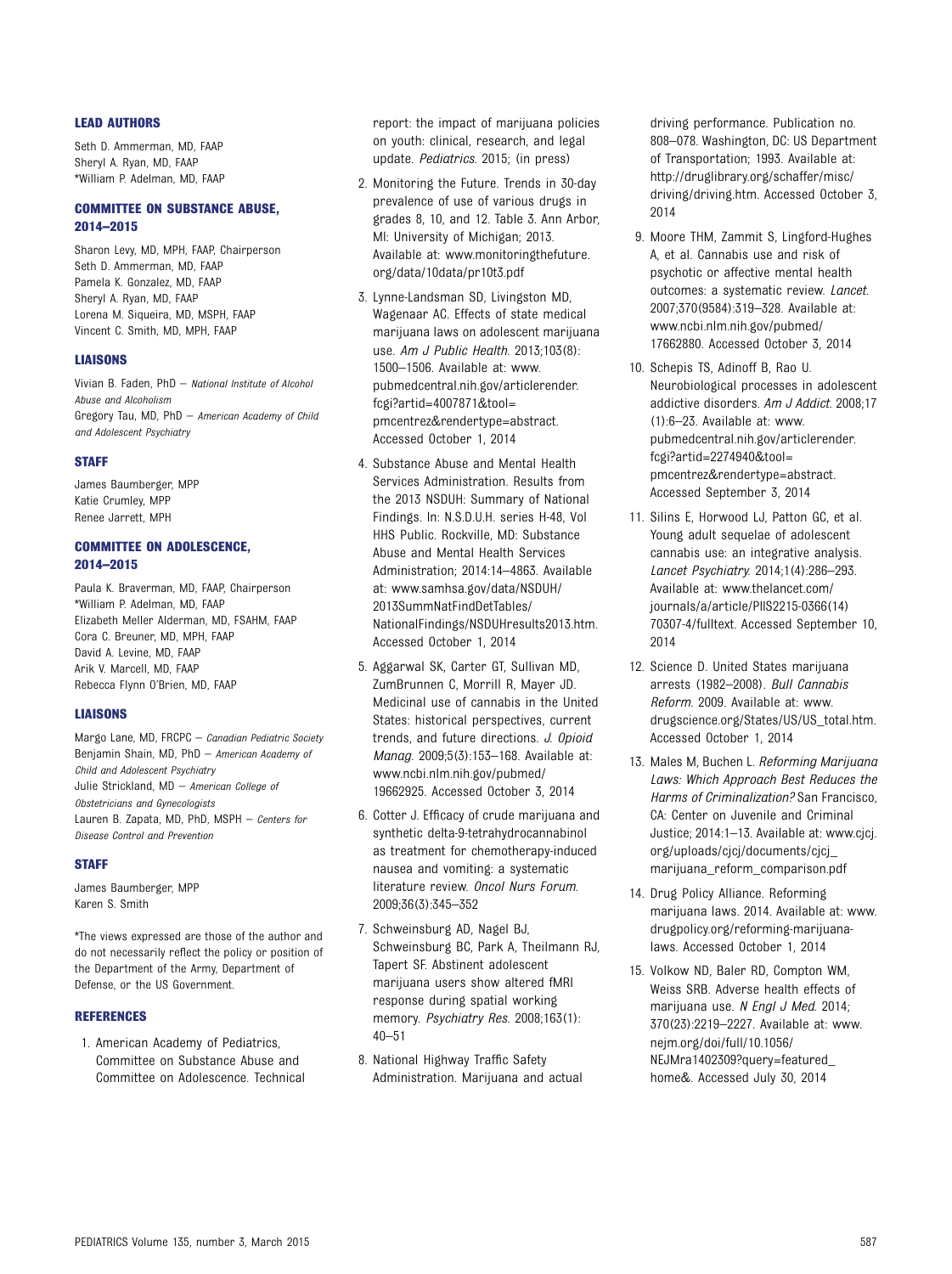## LEAD AUTHORS

Seth D. Ammerman, MD, FAAP
Sheryl A. Ryan, MD, FAAP
*William P. Adelman, MD, FAAP

## COMMITTEE ON SUBSTANCE ABUSE, 2014–2015

Sharon Levy, MD, MPH, FAAP, Chairperson
Seth D. Ammerman, MD, FAAP
Pamela K. Gonzalez, MD, FAAP
Sheryl A. Ryan, MD, FAAP
Lorena M. Siqueira, MD, MSPH, FAAP
Vincent C. Smith, MD, MPH, FAAP

## LIAISONS

Vivian B. Faden, PhD – *National Institute of Alcohol Abuse and Alcoholism*
Gregory Tau, MD, PhD – *American Academy of Child and Adolescent Psychiatry*

## STAFF

James Baumberger, MPP
Katie Crumley, MPP
Renee Jarrett, MPH

## COMMITTEE ON ADOLESCENCE, 2014–2015

Paula K. Braverman, MD, FAAP, Chairperson
*William P. Adelman, MD, FAAP
Elizabeth Meller Alderman, MD, FSAHM, FAAP
Cora C. Breuner, MD, MPH, FAAP
David A. Levine, MD, FAAP
Arik V. Marcell, MD, FAAP
Rebecca Flynn O'Brien, MD, FAAP

## LIAISONS

Margo Lane, MD, FRCPC – *Canadian Pediatric Society*
Benjamin Shain, MD, PhD – *American Academy of Child and Adolescent Psychiatry*
Julie Strickland, MD – *American College of Obstetricians and Gynecologists*
Lauren B. Zapata, MD, PhD, MSPH – *Centers for Disease Control and Prevention*

## STAFF

James Baumberger, MPP
Karen S. Smith

*The views expressed are those of the author and do not necessarily reflect the policy or position of the Department of the Army, Department of Defense, or the US Government.

## REFERENCES

1. American Academy of Pediatrics, Committee on Substance Abuse and Committee on Adolescence. Technical report: the impact of marijuana policies on youth: clinical, research, and legal update. *Pediatrics*. 2015; (in press)
2. Monitoring the Future. Trends in 30-day prevalence of use of various drugs in grades 8, 10, and 12. Table 3. Ann Arbor, MI: University of Michigan; 2013. Available at: www.monitoringthefuture.org/data/10data/pr10t3.pdf
3. Lynne-Landsman SD, Livingston MD, Wagenaar AC. Effects of state medical marijuana laws on adolescent marijuana use. *Am J Public Health*. 2013;103(8):1500–1506. Available at: www.pubmedcentral.nih.gov/articlerender.fcgi?artid=4007871&tool=pmcentrez&rendertype=abstract. Accessed October 1, 2014
4. Substance Abuse and Mental Health Services Administration. Results from the 2013 NSDUH: Summary of National Findings. In: N.S.D.U.H. series H-48, Vol HHS Public. Rockville, MD: Substance Abuse and Mental Health Services Administration; 2014:14–4863. Available at: www.samhsa.gov/data/NSDUH/2013SummNatFindDetTables/NationalFindings/NSDUHresults2013.htm. Accessed October 1, 2014
5. Aggarwal SK, Carter GT, Sullivan MD, ZumBrunnen C, Morrill R, Mayer JD. Medicinal use of cannabis in the United States: historical perspectives, current trends, and future directions. *J Opioid Manag*. 2009;5(3):153–168. Available at: www.ncbi.nlm.nih.gov/pubmed/19662925. Accessed October 3, 2014
6. Cotter J. Efficacy of crude marijuana and synthetic delta-9-tetrahydrocannabinol as treatment for chemotherapy-induced nausea and vomiting: a systematic literature review. *Oncol Nurs Forum*. 2009;36(3):345–352
7. Schweinsburg AD, Nagel BJ, Schweinsburg BC, Park A, Theilmann RJ, Tapert SF. Abstinent adolescent marijuana users show altered fMRI response during spatial working memory. *Psychiatry Res*. 2008;163(1):40–51
8. National Highway Traffic Safety Administration. Marijuana and actual driving performance. Publication no. 808–078. Washington, DC: US Department of Transportation; 1993. Available at: http://druglibrary.org/schaffer/misc/driving/driving.htm. Accessed October 3, 2014
9. Moore THM, Zammit S, Lingford-Hughes A, et al. Cannabis use and risk of psychotic or affective mental health outcomes: a systematic review. *Lancet*. 2007;370(9584):319–328. Available at: www.ncbi.nlm.nih.gov/pubmed/17662880. Accessed October 3, 2014
10. Schepis TS, Adinoff B, Rao U. Neurobiological processes in adolescent addictive disorders. *Am J Addict*. 2008;17(1):6–23. Available at: www.pubmedcentral.nih.gov/articlerender.fcgi?artid=2274940&tool=pmcentrez&rendertype=abstract. Accessed September 3, 2014
11. Silins E, Horwood LJ, Patton GC, et al. Young adult sequelae of adolescent cannabis use: an integrative analysis. *Lancet Psychiatry*. 2014;1(4):286–293. Available at: www.thelancet.com/journals/a/article/PIIS2215-0366(14)70307-4/fulltext. Accessed September 10, 2014
12. Science D. United States marijuana arrests (1982–2008). *Bull Cannabis Reform*. 2009. Available at: www.drugscience.org/States/US/US_total.htm. Accessed October 1, 2014
13. Males M, Buchen L. *Reforming Marijuana Laws: Which Approach Best Reduces the Harms of Criminalization?* San Francisco, CA: Center on Juvenile and Criminal Justice; 2014:1–13. Available at: www.cjcj.org/uploads/cjcj/documents/cjcj_marijuana_reform_comparison.pdf
14. Drug Policy Alliance. Reforming marijuana laws. 2014. Available at: www.drugpolicy.org/reforming-marijuana-laws. Accessed October 1, 2014
15. Volkow ND, Baler RD, Compton WM, Weiss SRB. Adverse health effects of marijuana use. *N Engl J Med*. 2014;370(23):2219–2227. Available at: www.nejm.org/doi/full/10.1056/NEJMra1402309?query=featured_home&. Accessed July 30, 2014